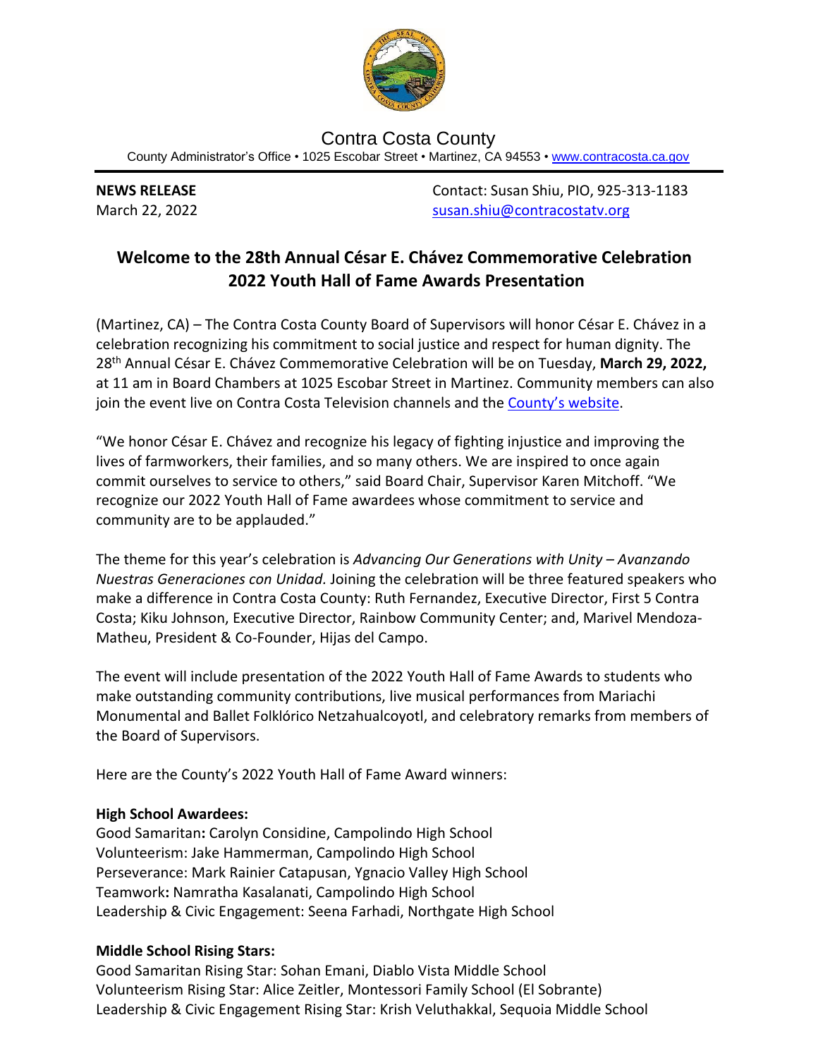Contra Costa County

County Administrator's Office • 1025 Escobar Street • Martinez, CA 94553 • www.contracosta.ca.gov

**NEWS RELEASE**
March 22, 2022

Contact: Susan Shiu, PIO, 925-313-1183
susan.shiu@contracostatv.org

# Welcome to the 28th Annual César E. Chávez Commemorative Celebration 2022 Youth Hall of Fame Awards Presentation

(Martinez, CA) – The Contra Costa County Board of Supervisors will honor César E. Chávez in a celebration recognizing his commitment to social justice and respect for human dignity. The 28th Annual César E. Chávez Commemorative Celebration will be on Tuesday, **March 29, 2022,** at 11 am in Board Chambers at 1025 Escobar Street in Martinez. Community members can also join the event live on Contra Costa Television channels and the County's website.

"We honor César E. Chávez and recognize his legacy of fighting injustice and improving the lives of farmworkers, their families, and so many others. We are inspired to once again commit ourselves to service to others," said Board Chair, Supervisor Karen Mitchoff. "We recognize our 2022 Youth Hall of Fame awardees whose commitment to service and community are to be applauded."

The theme for this year's celebration is *Advancing Our Generations with Unity – Avanzando Nuestras Generaciones con Unidad*. Joining the celebration will be three featured speakers who make a difference in Contra Costa County: Ruth Fernandez, Executive Director, First 5 Contra Costa; Kiku Johnson, Executive Director, Rainbow Community Center; and, Marivel Mendoza-Matheu, President & Co-Founder, Hijas del Campo.

The event will include presentation of the 2022 Youth Hall of Fame Awards to students who make outstanding community contributions, live musical performances from Mariachi Monumental and Ballet Folklórico Netzahualcoyotl, and celebratory remarks from members of the Board of Supervisors.

Here are the County's 2022 Youth Hall of Fame Award winners:

**High School Awardees:**
Good Samaritan**:** Carolyn Considine, Campolindo High School
Volunteerism: Jake Hammerman, Campolindo High School
Perseverance: Mark Rainier Catapusan, Ygnacio Valley High School
Teamwork**:** Namratha Kasalanati, Campolindo High School
Leadership & Civic Engagement: Seena Farhadi, Northgate High School

**Middle School Rising Stars:**
Good Samaritan Rising Star: Sohan Emani, Diablo Vista Middle School
Volunteerism Rising Star: Alice Zeitler, Montessori Family School (El Sobrante)
Leadership & Civic Engagement Rising Star: Krish Veluthakkal, Sequoia Middle School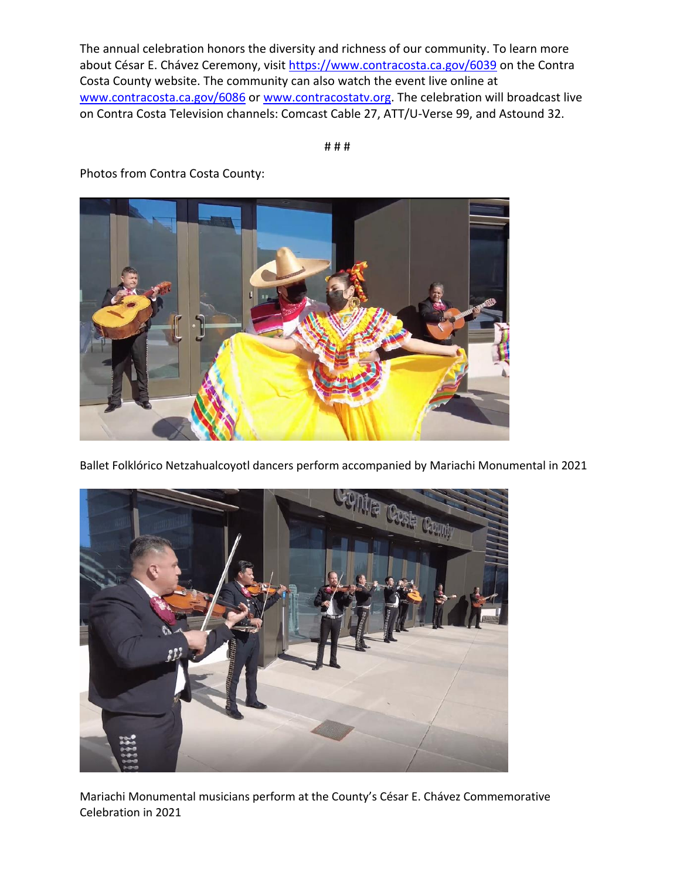The annual celebration honors the diversity and richness of our community. To learn more about César E. Chávez Ceremony, visit https://www.contracosta.ca.gov/6039 on the Contra Costa County website. The community can also watch the event live online at www.contracosta.ca.gov/6086 or www.contracostatv.org. The celebration will broadcast live on Contra Costa Television channels: Comcast Cable 27, ATT/U-Verse 99, and Astound 32.

# # #

Photos from Contra Costa County:

Ballet Folklórico Netzahualcoyotl dancers perform accompanied by Mariachi Monumental in 2021

Mariachi Monumental musicians perform at the County's César E. Chávez Commemorative Celebration in 2021